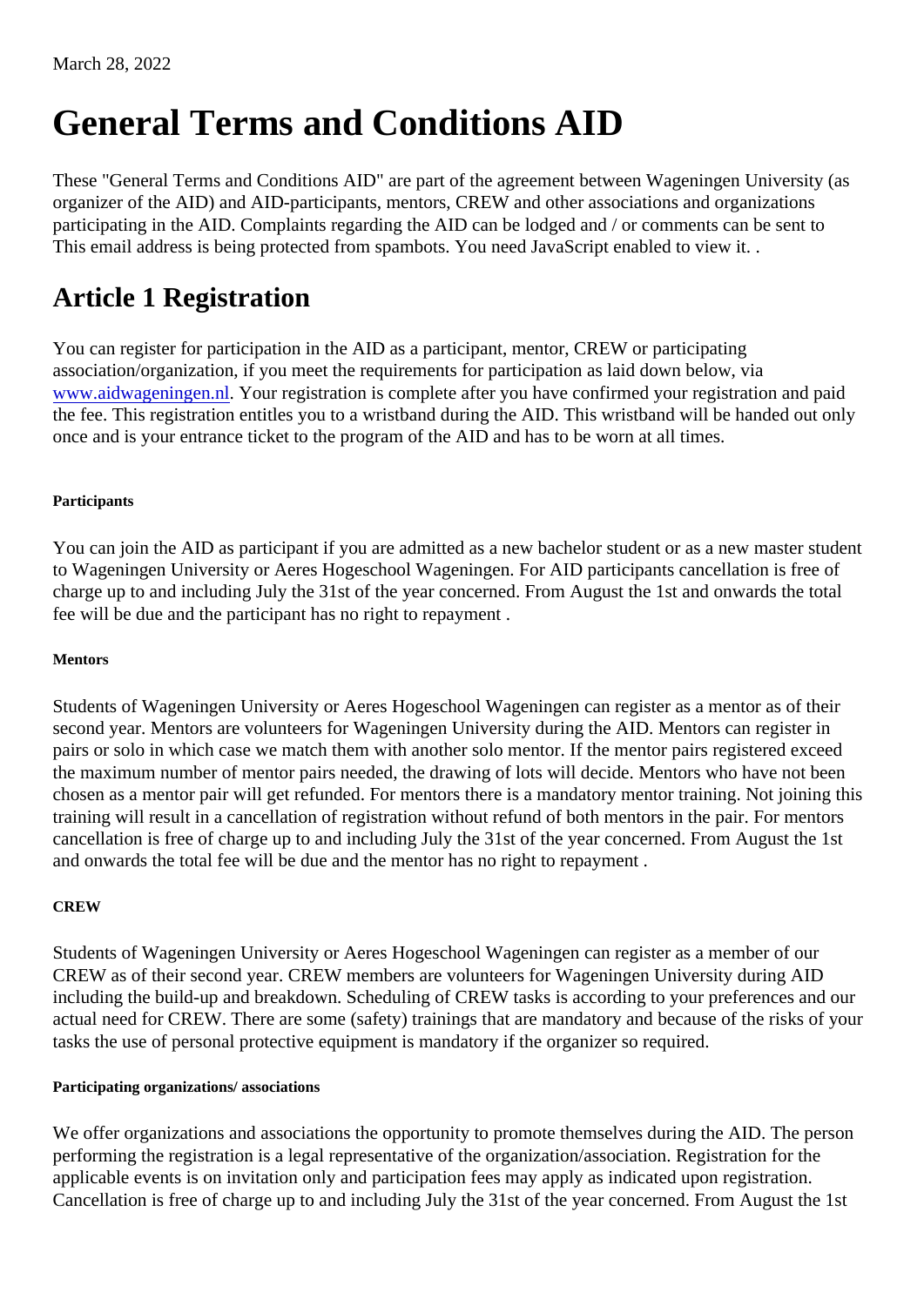March 28, 2022

# General Terms and Conditions AID

These "General Terms and Conditions AID" are part of the agreement between Wageningen University (as organizer of the AID) and AID-participants, mentors, CREW and other associations and organizations participating in the AID. Complaints regarding the AID can be lodged and / or comments can be sent to This email address is being protected from spambots. You need JavaScript enabled to view it. .

## Article 1 Registration

You can register for participation in the AID as a participant, mentor, CREW or participating association/organization, if you meet the requirements for participation as laid down below, via [www.aidwageningen.nl](www.aidwageningen.nl). Your registration is complete after you have confirmed your registration and paid the fee. This registration entitles you to a wristband during the AID. This wristband will be handed out only once and is your entrance ticket to the program of the AID and has to be worn at all times.

##### Participants

You can join the AID as participant if you are admitted as a new bachelor student or as a new master student to Wageningen University or Aeres Hogeschool Wageningen. For AID participants cancellation is free of charge up to and including July the 31st of the year concerned. From August the 1st and onwards the total fee will be due and the participant has no right to repayment .

##### Mentors

Students of Wageningen University or Aeres Hogeschool Wageningen can register as a mentor as of their second year. Mentors are volunteers for Wageningen University during the AID. Mentors can register in pairs or solo in which case we match them with another solo mentor. If the mentor pairs registered exceed the maximum number of mentor pairs needed, the drawing of lots will decide. Mentors who have not been chosen as a mentor pair will get refunded. For mentors there is a mandatory mentor training. Not joining this training will result in a cancellation of registration without refund of both mentors in the pair. For mentors cancellation is free of charge up to and including July the 31st of the year concerned. From August the 1st and onwards the total fee will be due and the mentor has no right to repayment .

##### CREW

Students of Wageningen University or Aeres Hogeschool Wageningen can register as a member of our CREW as of their second year. CREW members are volunteers for Wageningen University during AID including the build-up and breakdown. Scheduling of CREW tasks is according to your preferences and our actual need for CREW. There are some (safety) trainings that are mandatory and because of the risks of your tasks the use of personal protective equipment is mandatory if the organizer so required.

##### Participating organizations/ associations

We offer organizations and associations the opportunity to promote themselves during the AID. The person performing the registration is a legal representative of the organization/association. Registration for the applicable events is on invitation only and participation fees may apply as indicated upon registration. Cancellation is free of charge up to and including July the 31st of the year concerned. From August the 1st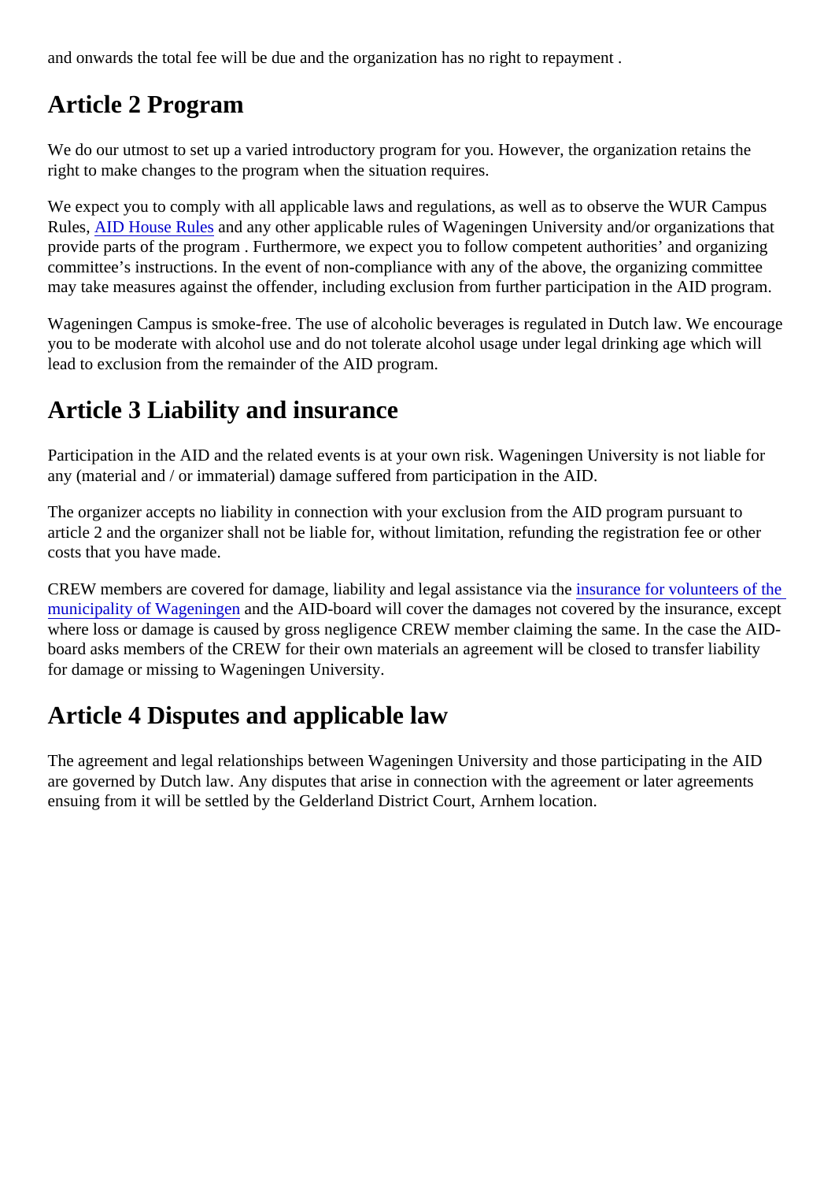and onwards the total fee will be due and the organization has no right to repayment .

## Article 2 Program

We do our utmost to set up a varied introductory program for you. However, the organization retains the right to make changes to the program when the situation requires.

We expect you to comply with all applicable laws and regulations, as well as to observe the WUR Campus Rules, AID House Rules and any other applicable rules of Wageningen University and/or organizations that provide parts of the program . Furthermore, we expect you to follow competent authorities' and organizing committee's instructions. In the event of non-compliance with any of the above, the organizing committee may take measures against the offender, including exclusion from further participation in the AID program.

Wageningen Campus is smoke-free. The use of alcoholic beverages is regulated in Dutch law. We encourage you to be moderate with alcohol use and do not tolerate alcohol usage under legal drinking age which will lead to exclusion from the remainder of the AID program.

## Article 3 Liability and insurance

Participation in the AID and the related events is at your own risk. Wageningen University is not liable for any (material and / or immaterial) damage suffered from participation in the AID.

The organizer accepts no liability in connection with your exclusion from the AID program pursuant to article 2 and the organizer shall not be liable for, without limitation, refunding the registration fee or other costs that you have made.

CREW members are covered for damage, liability and legal assistance via the insurance for volunteers of the municipality of Wageningen and the AID-board will cover the damages not covered by the insurance, except where loss or damage is caused by gross negligence CREW member claiming the same. In the case the AID-board asks members of the CREW for their own materials an agreement will be closed to transfer liability for damage or missing to Wageningen University.

## Article 4 Disputes and applicable law

The agreement and legal relationships between Wageningen University and those participating in the AID are governed by Dutch law. Any disputes that arise in connection with the agreement or later agreements ensuing from it will be settled by the Gelderland District Court, Arnhem location.